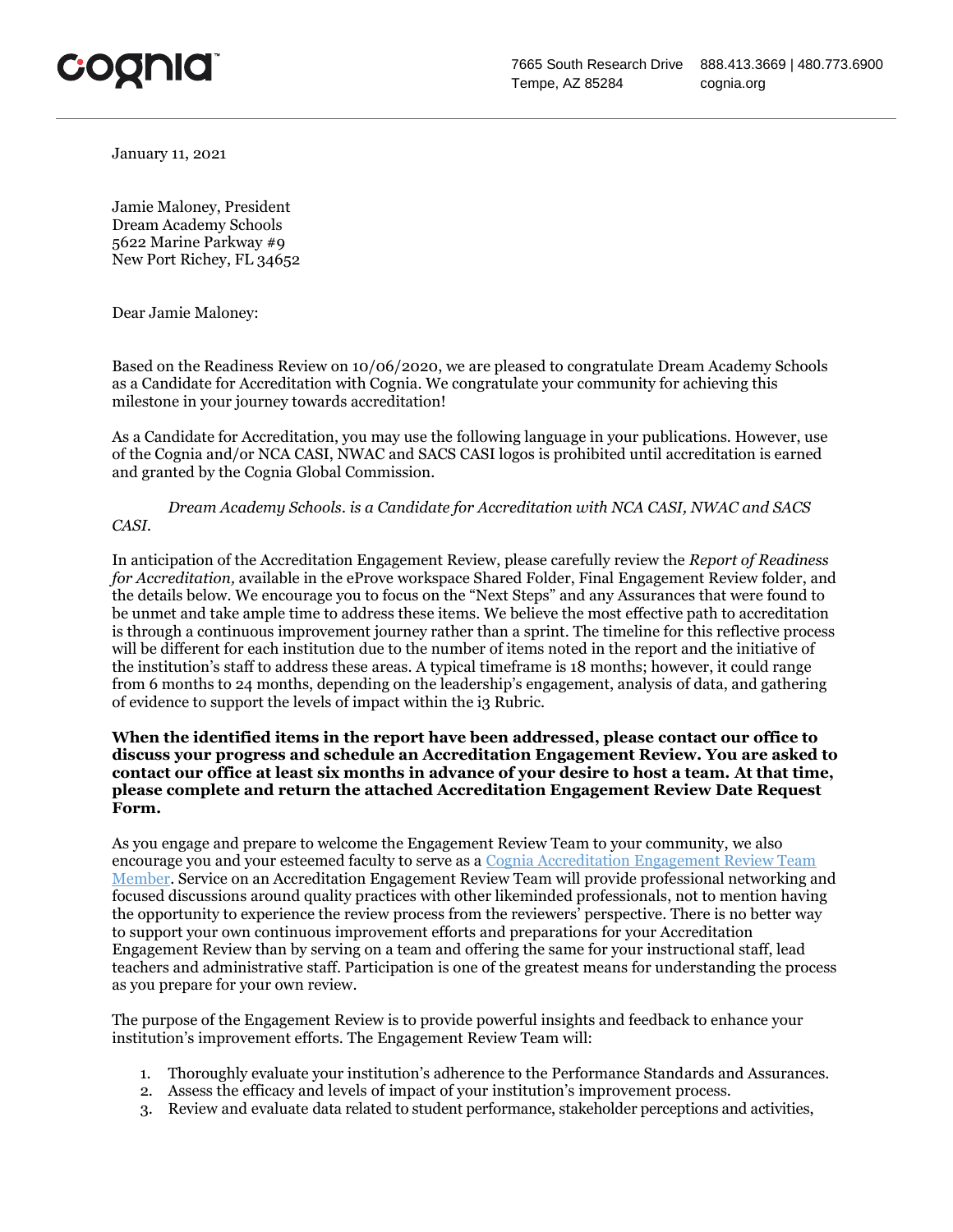cognia™

7665 South Research Drive
Tempe, AZ 85284

888.413.3669 | 480.773.6900
cognia.org

January 11, 2021

Jamie Maloney, President
Dream Academy Schools
5622 Marine Parkway #9
New Port Richey, FL 34652

Dear Jamie Maloney:

Based on the Readiness Review on 10/06/2020, we are pleased to congratulate Dream Academy Schools as a Candidate for Accreditation with Cognia. We congratulate your community for achieving this milestone in your journey towards accreditation!

As a Candidate for Accreditation, you may use the following language in your publications. However, use of the Cognia and/or NCA CASI, NWAC and SACS CASI logos is prohibited until accreditation is earned and granted by the Cognia Global Commission.

*Dream Academy Schools. is a Candidate for Accreditation with NCA CASI, NWAC and SACS CASI.*

In anticipation of the Accreditation Engagement Review, please carefully review the *Report of Readiness for Accreditation,* available in the eProve workspace Shared Folder, Final Engagement Review folder, and the details below. We encourage you to focus on the "Next Steps" and any Assurances that were found to be unmet and take ample time to address these items. We believe the most effective path to accreditation is through a continuous improvement journey rather than a sprint. The timeline for this reflective process will be different for each institution due to the number of items noted in the report and the initiative of the institution's staff to address these areas. A typical timeframe is 18 months; however, it could range from 6 months to 24 months, depending on the leadership's engagement, analysis of data, and gathering of evidence to support the levels of impact within the i3 Rubric.

**When the identified items in the report have been addressed, please contact our office to discuss your progress and schedule an Accreditation Engagement Review. You are asked to contact our office at least six months in advance of your desire to host a team. At that time, please complete and return the attached Accreditation Engagement Review Date Request Form.**

As you engage and prepare to welcome the Engagement Review Team to your community, we also encourage you and your esteemed faculty to serve as a [Cognia Accreditation Engagement Review Team Member](). Service on an Accreditation Engagement Review Team will provide professional networking and focused discussions around quality practices with other likeminded professionals, not to mention having the opportunity to experience the review process from the reviewers' perspective. There is no better way to support your own continuous improvement efforts and preparations for your Accreditation Engagement Review than by serving on a team and offering the same for your instructional staff, lead teachers and administrative staff. Participation is one of the greatest means for understanding the process as you prepare for your own review.

The purpose of the Engagement Review is to provide powerful insights and feedback to enhance your institution's improvement efforts. The Engagement Review Team will:

1. Thoroughly evaluate your institution's adherence to the Performance Standards and Assurances.
2. Assess the efficacy and levels of impact of your institution's improvement process.
3. Review and evaluate data related to student performance, stakeholder perceptions and activities,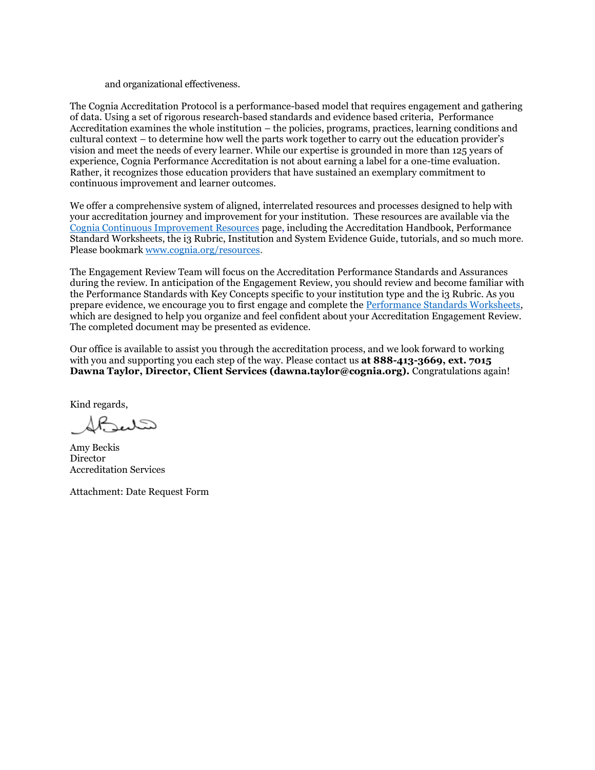and organizational effectiveness.

The Cognia Accreditation Protocol is a performance-based model that requires engagement and gathering of data. Using a set of rigorous research-based standards and evidence based criteria, Performance Accreditation examines the whole institution – the policies, programs, practices, learning conditions and cultural context – to determine how well the parts work together to carry out the education provider's vision and meet the needs of every learner. While our expertise is grounded in more than 125 years of experience, Cognia Performance Accreditation is not about earning a label for a one-time evaluation. Rather, it recognizes those education providers that have sustained an exemplary commitment to continuous improvement and learner outcomes.

We offer a comprehensive system of aligned, interrelated resources and processes designed to help with your accreditation journey and improvement for your institution. These resources are available via the Cognia Continuous Improvement Resources page, including the Accreditation Handbook, Performance Standard Worksheets, the i3 Rubric, Institution and System Evidence Guide, tutorials, and so much more. Please bookmark www.cognia.org/resources.

The Engagement Review Team will focus on the Accreditation Performance Standards and Assurances during the review. In anticipation of the Engagement Review, you should review and become familiar with the Performance Standards with Key Concepts specific to your institution type and the i3 Rubric. As you prepare evidence, we encourage you to first engage and complete the Performance Standards Worksheets, which are designed to help you organize and feel confident about your Accreditation Engagement Review. The completed document may be presented as evidence.

Our office is available to assist you through the accreditation process, and we look forward to working with you and supporting you each step of the way. Please contact us **at 888-413-3669, ext. 7015 Dawna Taylor, Director, Client Services (dawna.taylor@cognia.org).** Congratulations again!

Kind regards,

Amy Beckis
Director
Accreditation Services

Attachment: Date Request Form